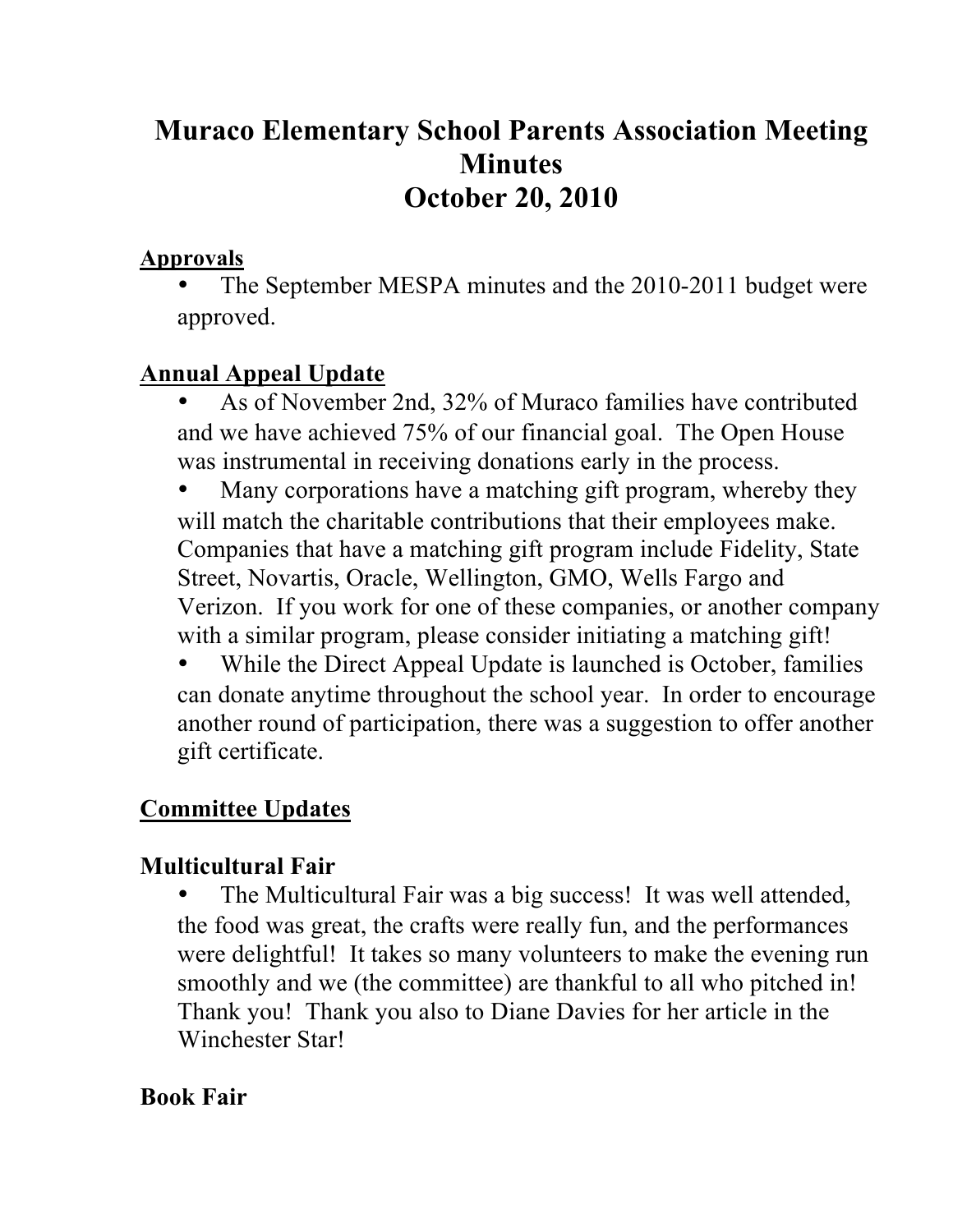# Muraco Elementary School Parents Association Meeting Minutes
# October 20, 2010

**Approvals**

- The September MESPA minutes and the 2010-2011 budget were approved.

**Annual Appeal Update**

- As of November 2nd, 32% of Muraco families have contributed and we have achieved 75% of our financial goal. The Open House was instrumental in receiving donations early in the process.
- Many corporations have a matching gift program, whereby they will match the charitable contributions that their employees make. Companies that have a matching gift program include Fidelity, State Street, Novartis, Oracle, Wellington, GMO, Wells Fargo and Verizon. If you work for one of these companies, or another company with a similar program, please consider initiating a matching gift!
- While the Direct Appeal Update is launched is October, families can donate anytime throughout the school year. In order to encourage another round of participation, there was a suggestion to offer another gift certificate.

## Committee Updates

### Multicultural Fair

- The Multicultural Fair was a big success! It was well attended, the food was great, the crafts were really fun, and the performances were delightful! It takes so many volunteers to make the evening run smoothly and we (the committee) are thankful to all who pitched in! Thank you! Thank you also to Diane Davies for her article in the Winchester Star!

### Book Fair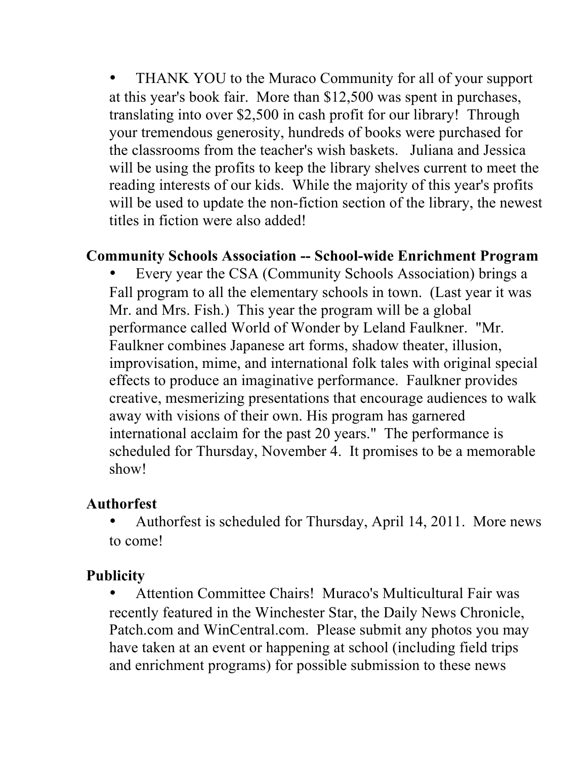- THANK YOU to the Muraco Community for all of your support at this year's book fair. More than $12,500 was spent in purchases, translating into over $2,500 in cash profit for our library! Through your tremendous generosity, hundreds of books were purchased for the classrooms from the teacher's wish baskets. Juliana and Jessica will be using the profits to keep the library shelves current to meet the reading interests of our kids. While the majority of this year's profits will be used to update the non-fiction section of the library, the newest titles in fiction were also added!

**Community Schools Association -- School-wide Enrichment Program**

- Every year the CSA (Community Schools Association) brings a Fall program to all the elementary schools in town. (Last year it was Mr. and Mrs. Fish.) This year the program will be a global performance called World of Wonder by Leland Faulkner. "Mr. Faulkner combines Japanese art forms, shadow theater, illusion, improvisation, mime, and international folk tales with original special effects to produce an imaginative performance. Faulkner provides creative, mesmerizing presentations that encourage audiences to walk away with visions of their own. His program has garnered international acclaim for the past 20 years." The performance is scheduled for Thursday, November 4. It promises to be a memorable show!

**Authorfest**

- Authorfest is scheduled for Thursday, April 14, 2011. More news to come!

**Publicity**

- Attention Committee Chairs! Muraco's Multicultural Fair was recently featured in the Winchester Star, the Daily News Chronicle, Patch.com and WinCentral.com. Please submit any photos you may have taken at an event or happening at school (including field trips and enrichment programs) for possible submission to these news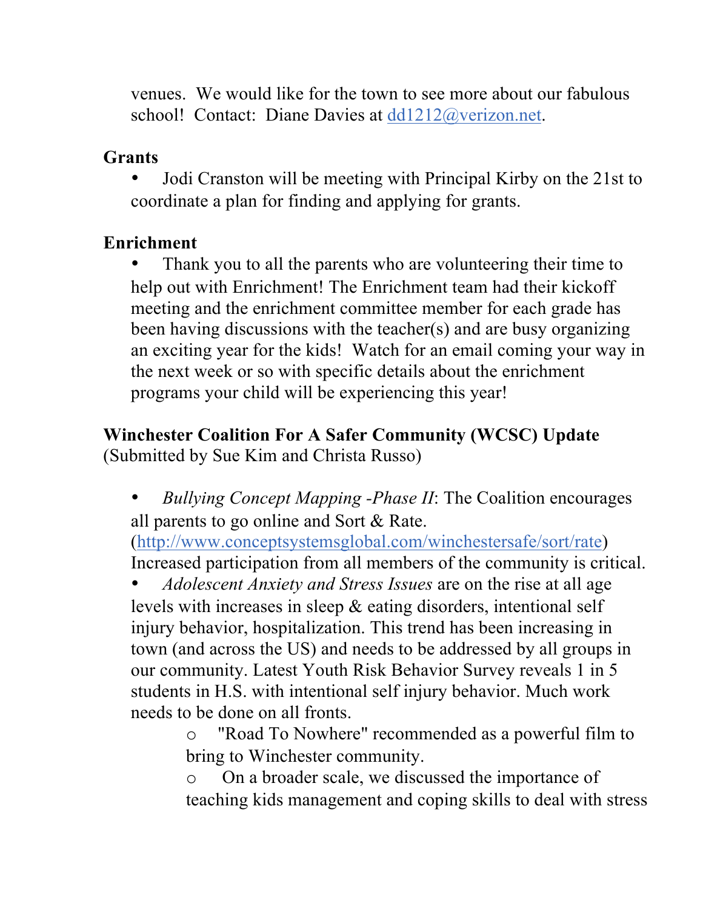venues. We would like for the town to see more about our fabulous school! Contact: Diane Davies at dd1212@verizon.net.

**Grants**

- Jodi Cranston will be meeting with Principal Kirby on the 21st to coordinate a plan for finding and applying for grants.

**Enrichment**

- Thank you to all the parents who are volunteering their time to help out with Enrichment! The Enrichment team had their kickoff meeting and the enrichment committee member for each grade has been having discussions with the teacher(s) and are busy organizing an exciting year for the kids! Watch for an email coming your way in the next week or so with specific details about the enrichment programs your child will be experiencing this year!

**Winchester Coalition For A Safer Community (WCSC) Update**
(Submitted by Sue Kim and Christa Russo)

- *Bullying Concept Mapping -Phase II*: The Coalition encourages all parents to go online and Sort & Rate. (http://www.conceptsystemsglobal.com/winchestersafe/sort/rate) Increased participation from all members of the community is critical.
- *Adolescent Anxiety and Stress Issues* are on the rise at all age levels with increases in sleep & eating disorders, intentional self injury behavior, hospitalization. This trend has been increasing in town (and across the US) and needs to be addressed by all groups in our community. Latest Youth Risk Behavior Survey reveals 1 in 5 students in H.S. with intentional self injury behavior. Much work needs to be done on all fronts.
    - "Road To Nowhere" recommended as a powerful film to bring to Winchester community.
    - On a broader scale, we discussed the importance of teaching kids management and coping skills to deal with stress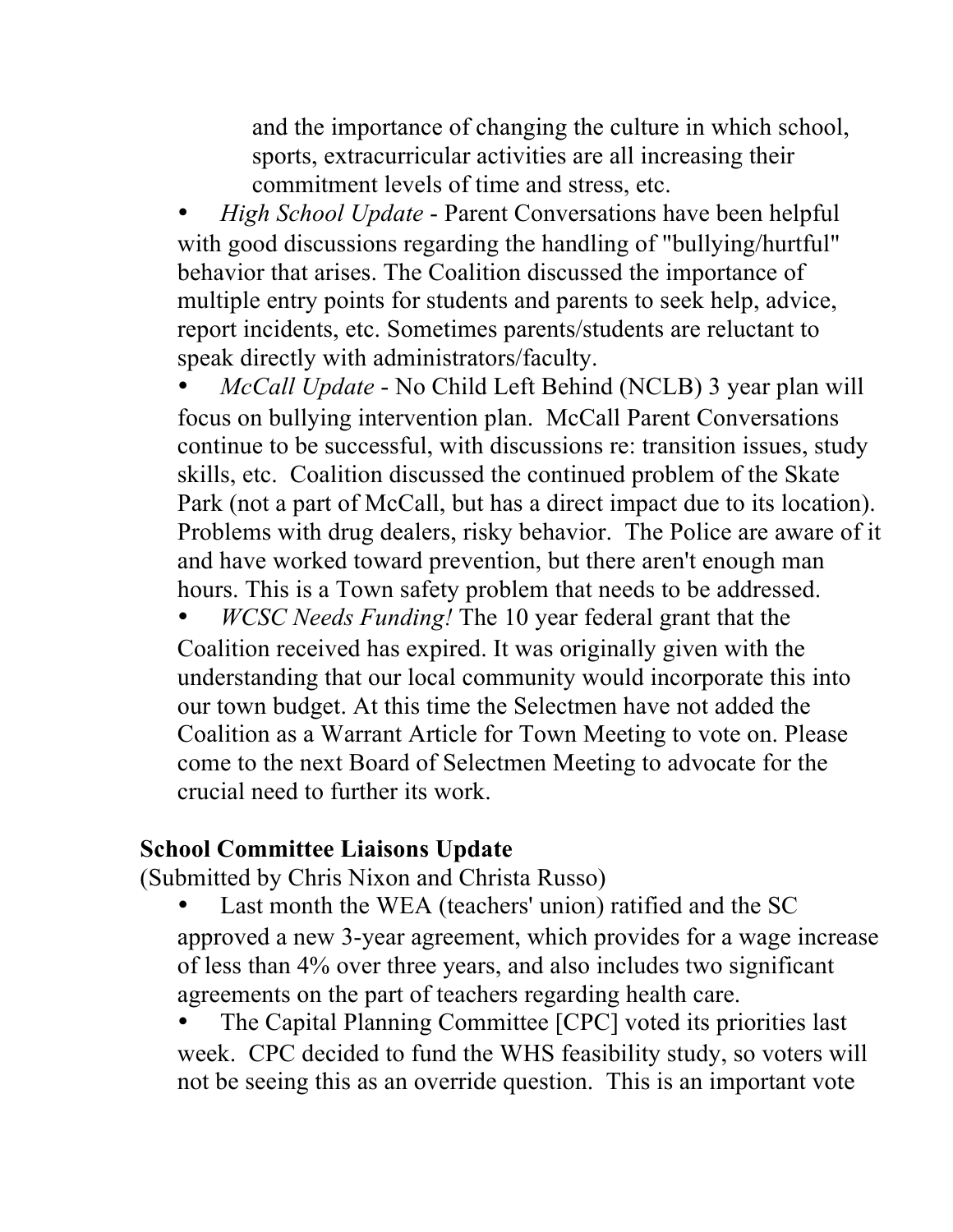and the importance of changing the culture in which school, sports, extracurricular activities are all increasing their commitment levels of time and stress, etc.

- *High School Update* - Parent Conversations have been helpful with good discussions regarding the handling of "bullying/hurtful" behavior that arises. The Coalition discussed the importance of multiple entry points for students and parents to seek help, advice, report incidents, etc. Sometimes parents/students are reluctant to speak directly with administrators/faculty.
- *McCall Update* - No Child Left Behind (NCLB) 3 year plan will focus on bullying intervention plan. McCall Parent Conversations continue to be successful, with discussions re: transition issues, study skills, etc. Coalition discussed the continued problem of the Skate Park (not a part of McCall, but has a direct impact due to its location). Problems with drug dealers, risky behavior. The Police are aware of it and have worked toward prevention, but there aren't enough man hours. This is a Town safety problem that needs to be addressed.
- *WCSC Needs Funding!* The 10 year federal grant that the Coalition received has expired. It was originally given with the understanding that our local community would incorporate this into our town budget. At this time the Selectmen have not added the Coalition as a Warrant Article for Town Meeting to vote on. Please come to the next Board of Selectmen Meeting to advocate for the crucial need to further its work.

**School Committee Liaisons Update**
(Submitted by Chris Nixon and Christa Russo)

- Last month the WEA (teachers' union) ratified and the SC approved a new 3-year agreement, which provides for a wage increase of less than 4% over three years, and also includes two significant agreements on the part of teachers regarding health care.
- The Capital Planning Committee [CPC] voted its priorities last week. CPC decided to fund the WHS feasibility study, so voters will not be seeing this as an override question. This is an important vote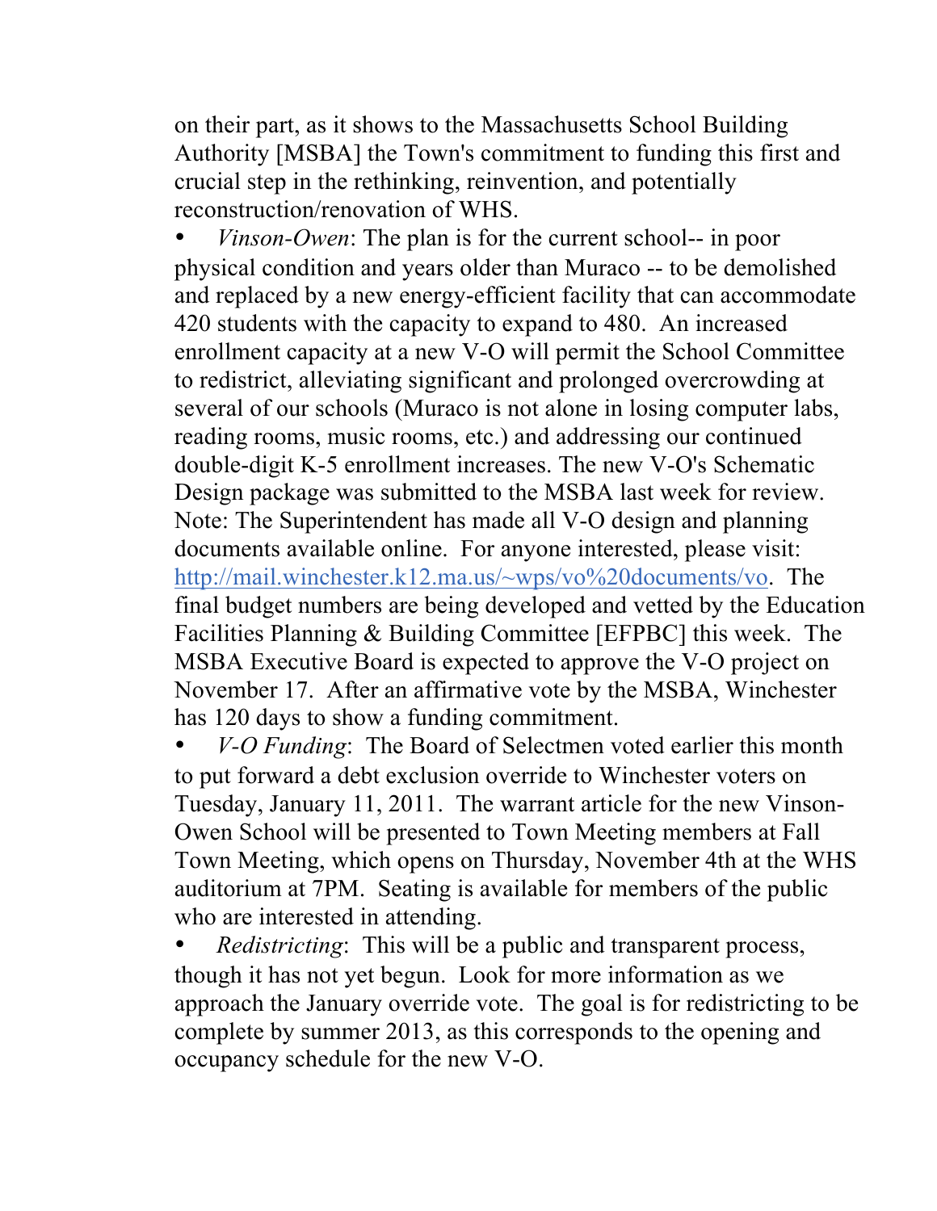on their part, as it shows to the Massachusetts School Building Authority [MSBA] the Town's commitment to funding this first and crucial step in the rethinking, reinvention, and potentially reconstruction/renovation of WHS.

- *Vinson-Owen*: The plan is for the current school-- in poor physical condition and years older than Muraco -- to be demolished and replaced by a new energy-efficient facility that can accommodate 420 students with the capacity to expand to 480. An increased enrollment capacity at a new V-O will permit the School Committee to redistrict, alleviating significant and prolonged overcrowding at several of our schools (Muraco is not alone in losing computer labs, reading rooms, music rooms, etc.) and addressing our continued double-digit K-5 enrollment increases. The new V-O's Schematic Design package was submitted to the MSBA last week for review. Note: The Superintendent has made all V-O design and planning documents available online. For anyone interested, please visit: [http://mail.winchester.k12.ma.us/~wps/vo%20documents/vo](http://mail.winchester.k12.ma.us/~wps/vo%20documents/vo). The final budget numbers are being developed and vetted by the Education Facilities Planning & Building Committee [EFPBC] this week. The MSBA Executive Board is expected to approve the V-O project on November 17. After an affirmative vote by the MSBA, Winchester has 120 days to show a funding commitment.
- *V-O Funding*: The Board of Selectmen voted earlier this month to put forward a debt exclusion override to Winchester voters on Tuesday, January 11, 2011. The warrant article for the new Vinson-Owen School will be presented to Town Meeting members at Fall Town Meeting, which opens on Thursday, November 4th at the WHS auditorium at 7PM. Seating is available for members of the public who are interested in attending.
- *Redistricting*: This will be a public and transparent process, though it has not yet begun. Look for more information as we approach the January override vote. The goal is for redistricting to be complete by summer 2013, as this corresponds to the opening and occupancy schedule for the new V-O.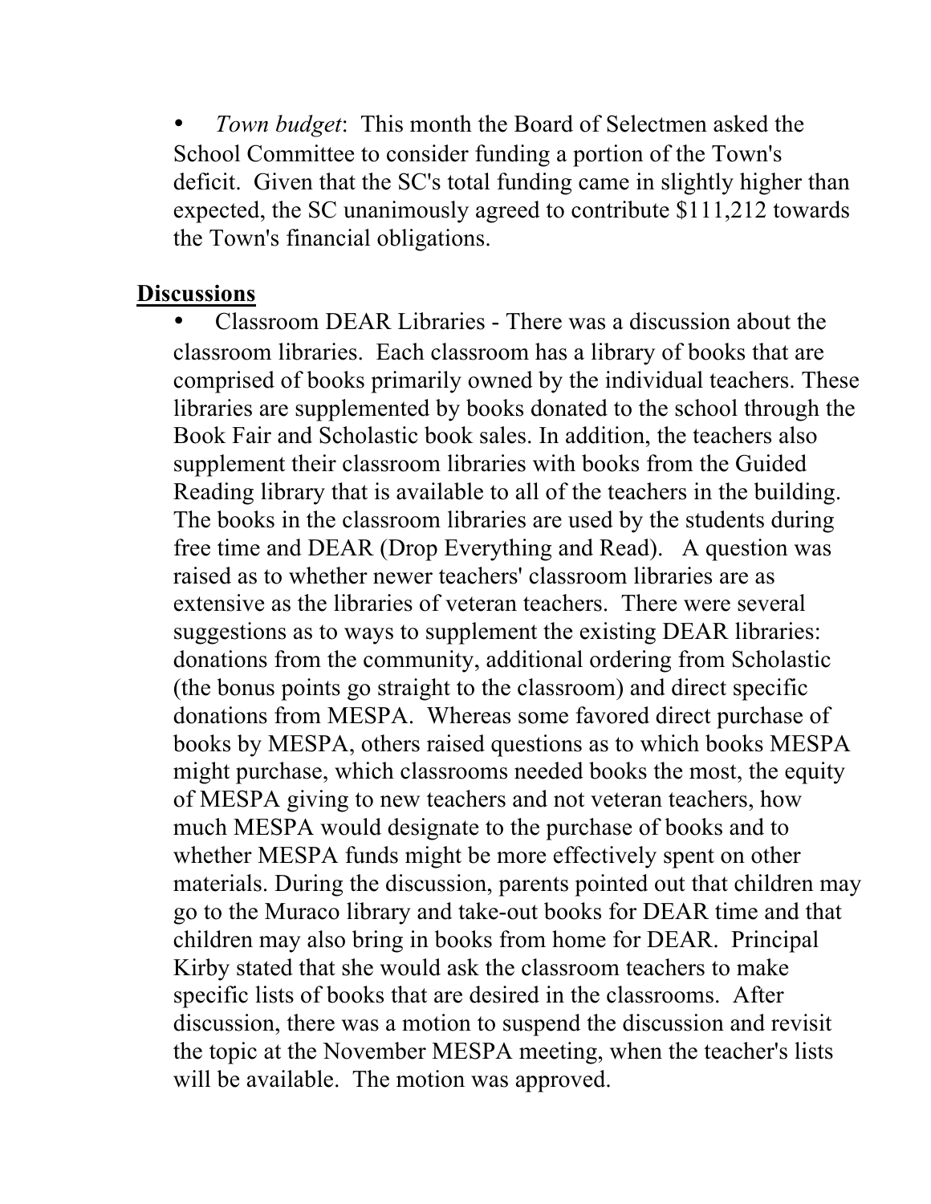- *Town budget*: This month the Board of Selectmen asked the School Committee to consider funding a portion of the Town's deficit. Given that the SC's total funding came in slightly higher than expected, the SC unanimously agreed to contribute $111,212 towards the Town's financial obligations.

**<u>Discussions</u>**

- Classroom DEAR Libraries - There was a discussion about the classroom libraries. Each classroom has a library of books that are comprised of books primarily owned by the individual teachers. These libraries are supplemented by books donated to the school through the Book Fair and Scholastic book sales. In addition, the teachers also supplement their classroom libraries with books from the Guided Reading library that is available to all of the teachers in the building. The books in the classroom libraries are used by the students during free time and DEAR (Drop Everything and Read). A question was raised as to whether newer teachers' classroom libraries are as extensive as the libraries of veteran teachers. There were several suggestions as to ways to supplement the existing DEAR libraries: donations from the community, additional ordering from Scholastic (the bonus points go straight to the classroom) and direct specific donations from MESPA. Whereas some favored direct purchase of books by MESPA, others raised questions as to which books MESPA might purchase, which classrooms needed books the most, the equity of MESPA giving to new teachers and not veteran teachers, how much MESPA would designate to the purchase of books and to whether MESPA funds might be more effectively spent on other materials. During the discussion, parents pointed out that children may go to the Muraco library and take-out books for DEAR time and that children may also bring in books from home for DEAR. Principal Kirby stated that she would ask the classroom teachers to make specific lists of books that are desired in the classrooms. After discussion, there was a motion to suspend the discussion and revisit the topic at the November MESPA meeting, when the teacher's lists will be available. The motion was approved.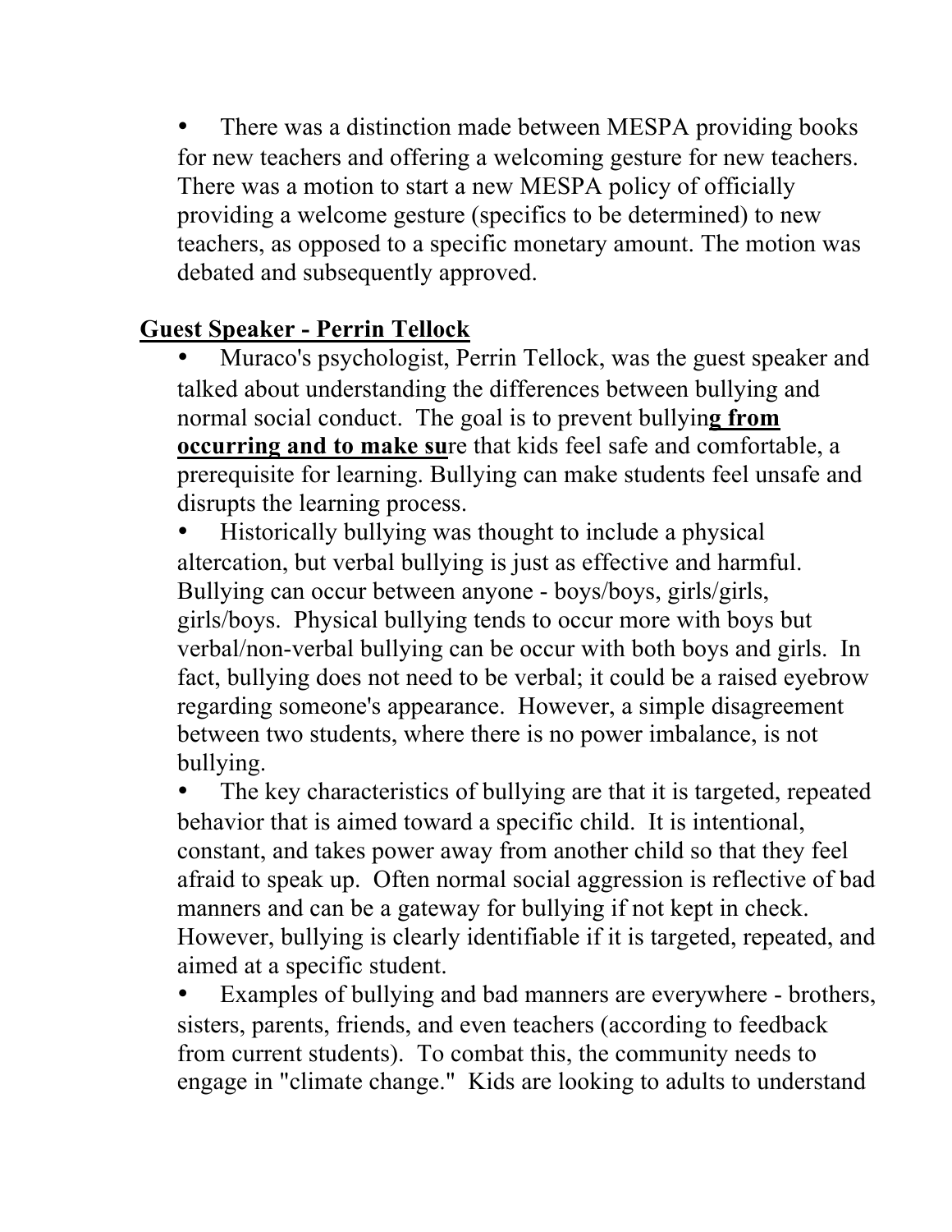- There was a distinction made between MESPA providing books for new teachers and offering a welcoming gesture for new teachers. There was a motion to start a new MESPA policy of officially providing a welcome gesture (specifics to be determined) to new teachers, as opposed to a specific monetary amount. The motion was debated and subsequently approved.

## Guest Speaker - Perrin Tellock

- Muraco's psychologist, Perrin Tellock, was the guest speaker and talked about understanding the differences between bullying and normal social conduct. The goal is to prevent bullyin**g from occurring and to make su**re that kids feel safe and comfortable, a prerequisite for learning. Bullying can make students feel unsafe and disrupts the learning process.
- Historically bullying was thought to include a physical altercation, but verbal bullying is just as effective and harmful. Bullying can occur between anyone - boys/boys, girls/girls, girls/boys. Physical bullying tends to occur more with boys but verbal/non-verbal bullying can be occur with both boys and girls. In fact, bullying does not need to be verbal; it could be a raised eyebrow regarding someone's appearance. However, a simple disagreement between two students, where there is no power imbalance, is not bullying.
- The key characteristics of bullying are that it is targeted, repeated behavior that is aimed toward a specific child. It is intentional, constant, and takes power away from another child so that they feel afraid to speak up. Often normal social aggression is reflective of bad manners and can be a gateway for bullying if not kept in check. However, bullying is clearly identifiable if it is targeted, repeated, and aimed at a specific student.
- Examples of bullying and bad manners are everywhere - brothers, sisters, parents, friends, and even teachers (according to feedback from current students). To combat this, the community needs to engage in "climate change." Kids are looking to adults to understand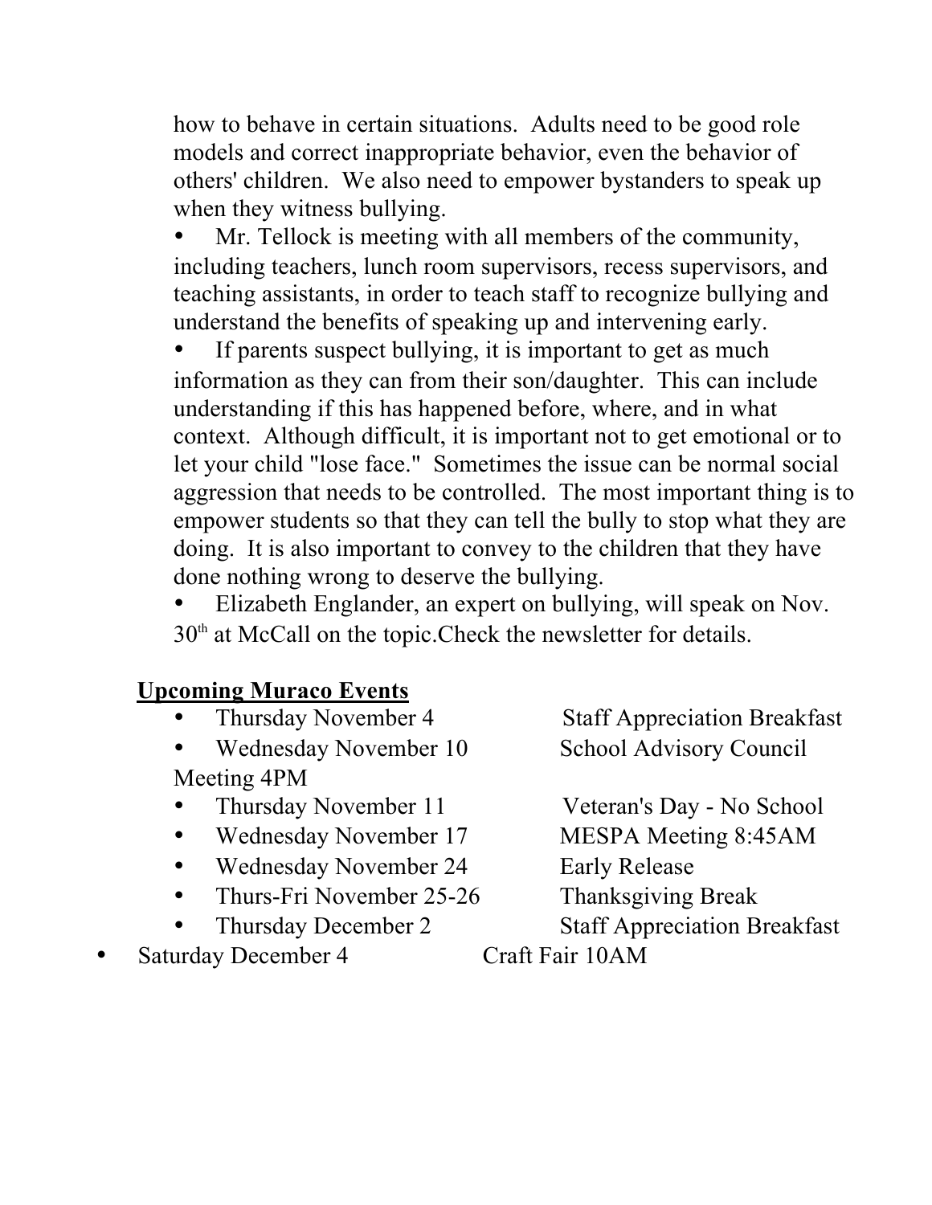how to behave in certain situations. Adults need to be good role models and correct inappropriate behavior, even the behavior of others' children. We also need to empower bystanders to speak up when they witness bullying.

- Mr. Tellock is meeting with all members of the community, including teachers, lunch room supervisors, recess supervisors, and teaching assistants, in order to teach staff to recognize bullying and understand the benefits of speaking up and intervening early.
- If parents suspect bullying, it is important to get as much information as they can from their son/daughter. This can include understanding if this has happened before, where, and in what context. Although difficult, it is important not to get emotional or to let your child "lose face." Sometimes the issue can be normal social aggression that needs to be controlled. The most important thing is to empower students so that they can tell the bully to stop what they are doing. It is also important to convey to the children that they have done nothing wrong to deserve the bullying.
- Elizabeth Englander, an expert on bullying, will speak on Nov. 30th at McCall on the topic.Check the newsletter for details.

**Upcoming Muraco Events**

- Thursday November 4 — Staff Appreciation Breakfast
- Wednesday November 10 — School Advisory Council Meeting 4PM
- Thursday November 11 — Veteran's Day - No School
- Wednesday November 17 — MESPA Meeting 8:45AM
- Wednesday November 24 — Early Release
- Thurs-Fri November 25-26 — Thanksgiving Break
- Thursday December 2 — Staff Appreciation Breakfast
- Saturday December 4 — Craft Fair 10AM